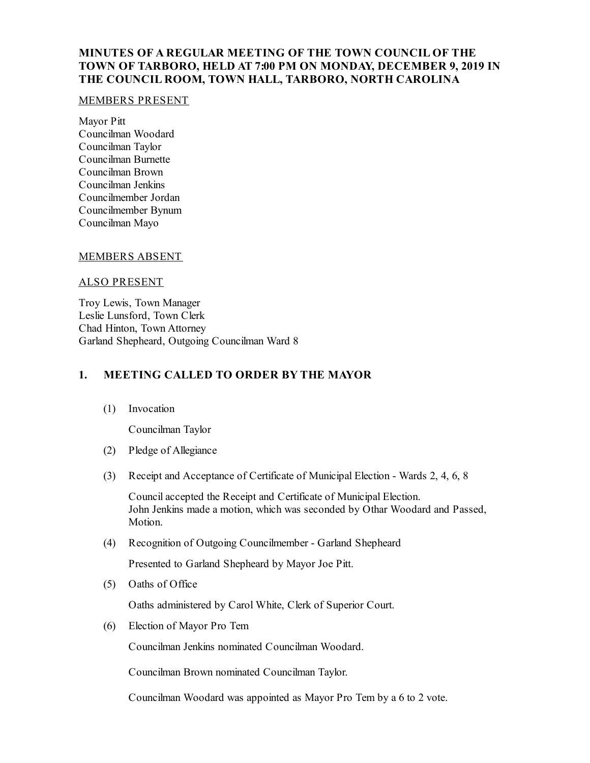# MINUTES OF A REGULAR MEETING OF THE TOWN COUNCIL OF THE TOWN OF TARBORO, HELD AT 7:00 PM ON MONDAY, DECEMBER 9, 2019 IN THE COUNCIL ROOM, TOWN HALL, TARBORO, NORTH CAROLINA

MEMBERS PRESENT

Mayor Pitt
Councilman Woodard
Councilman Taylor
Councilman Burnette
Councilman Brown
Councilman Jenkins
Councilmember Jordan
Councilmember Bynum
Councilman Mayo

MEMBERS ABSENT

ALSO PRESENT

Troy Lewis, Town Manager
Leslie Lunsford, Town Clerk
Chad Hinton, Town Attorney
Garland Shepheard, Outgoing Councilman Ward 8

## 1. MEETING CALLED TO ORDER BY THE MAYOR

(1) Invocation

Councilman Taylor

(2) Pledge of Allegiance

(3) Receipt and Acceptance of Certificate of Municipal Election - Wards 2, 4, 6, 8

Council accepted the Receipt and Certificate of Municipal Election.
John Jenkins made a motion, which was seconded by Othar Woodard and Passed, Motion.

(4) Recognition of Outgoing Councilmember - Garland Shepheard

Presented to Garland Shepheard by Mayor Joe Pitt.

(5) Oaths of Office

Oaths administered by Carol White, Clerk of Superior Court.

(6) Election of Mayor Pro Tem

Councilman Jenkins nominated Councilman Woodard.

Councilman Brown nominated Councilman Taylor.

Councilman Woodard was appointed as Mayor Pro Tem by a 6 to 2 vote.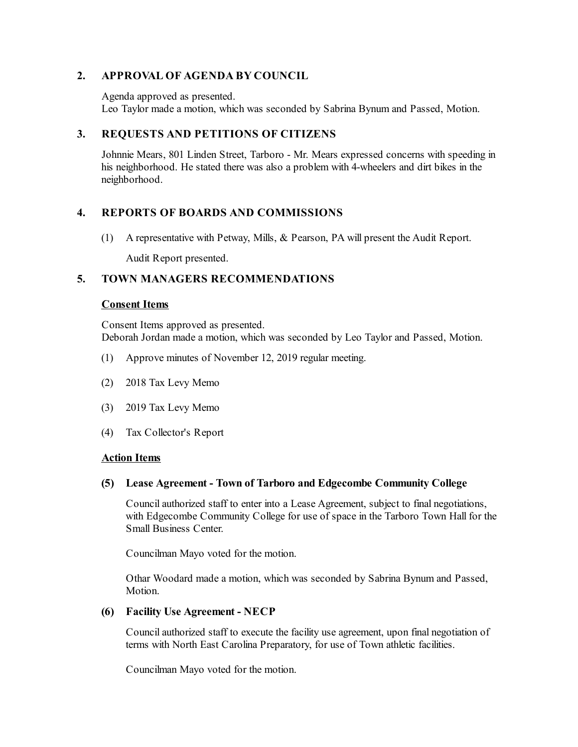## 2. APPROVAL OF AGENDA BY COUNCIL

Agenda approved as presented.
Leo Taylor made a motion, which was seconded by Sabrina Bynum and Passed, Motion.

## 3. REQUESTS AND PETITIONS OF CITIZENS

Johnnie Mears, 801 Linden Street, Tarboro - Mr. Mears expressed concerns with speeding in his neighborhood. He stated there was also a problem with 4-wheelers and dirt bikes in the neighborhood.

## 4. REPORTS OF BOARDS AND COMMISSIONS

(1) A representative with Petway, Mills, & Pearson, PA will present the Audit Report.

Audit Report presented.

## 5. TOWN MANAGERS RECOMMENDATIONS

**Consent Items**

Consent Items approved as presented.
Deborah Jordan made a motion, which was seconded by Leo Taylor and Passed, Motion.

(1) Approve minutes of November 12, 2019 regular meeting.

(2) 2018 Tax Levy Memo

(3) 2019 Tax Levy Memo

(4) Tax Collector's Report

**Action Items**

**(5) Lease Agreement - Town of Tarboro and Edgecombe Community College**

Council authorized staff to enter into a Lease Agreement, subject to final negotiations, with Edgecombe Community College for use of space in the Tarboro Town Hall for the Small Business Center.

Councilman Mayo voted for the motion.

Othar Woodard made a motion, which was seconded by Sabrina Bynum and Passed, Motion.

**(6) Facility Use Agreement - NECP**

Council authorized staff to execute the facility use agreement, upon final negotiation of terms with North East Carolina Preparatory, for use of Town athletic facilities.

Councilman Mayo voted for the motion.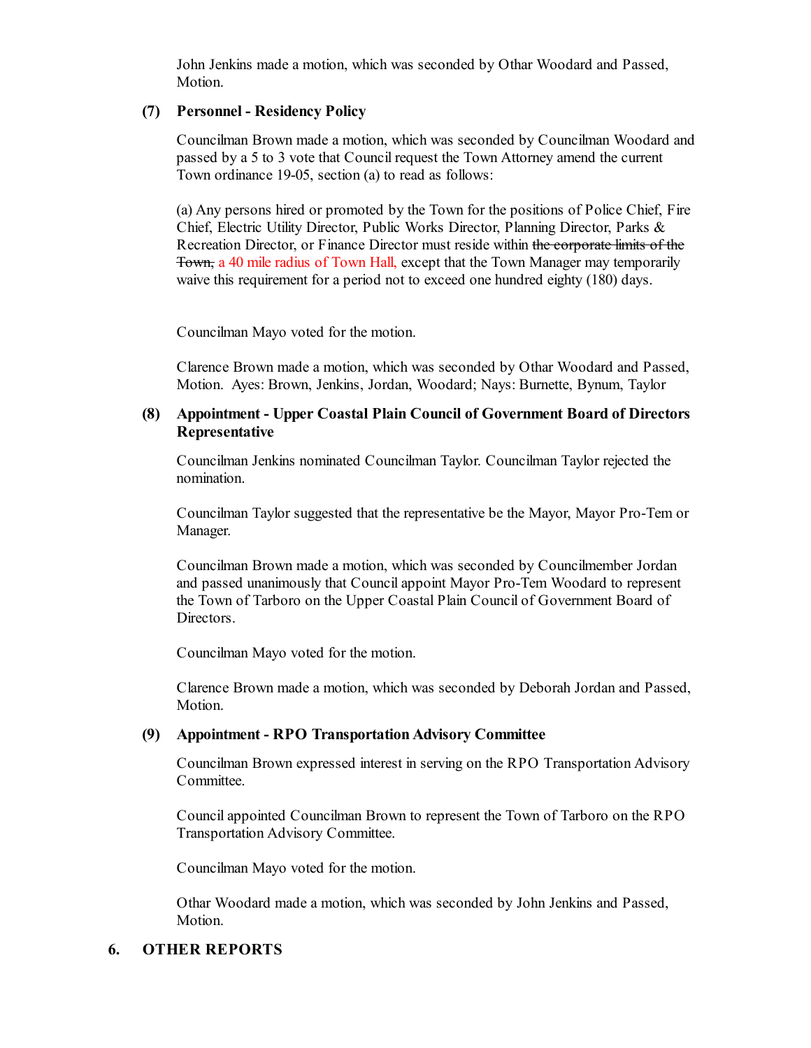John Jenkins made a motion, which was seconded by Othar Woodard and Passed, Motion.

**(7) Personnel - Residency Policy**

Councilman Brown made a motion, which was seconded by Councilman Woodard and passed by a 5 to 3 vote that Council request the Town Attorney amend the current Town ordinance 19-05, section (a) to read as follows:

(a) Any persons hired or promoted by the Town for the positions of Police Chief, Fire Chief, Electric Utility Director, Public Works Director, Planning Director, Parks & Recreation Director, or Finance Director must reside within ~~the corporate limits of the Town,~~ a 40 mile radius of Town Hall, except that the Town Manager may temporarily waive this requirement for a period not to exceed one hundred eighty (180) days.

Councilman Mayo voted for the motion.

Clarence Brown made a motion, which was seconded by Othar Woodard and Passed, Motion. Ayes: Brown, Jenkins, Jordan, Woodard; Nays: Burnette, Bynum, Taylor

**(8) Appointment - Upper Coastal Plain Council of Government Board of Directors Representative**

Councilman Jenkins nominated Councilman Taylor. Councilman Taylor rejected the nomination.

Councilman Taylor suggested that the representative be the Mayor, Mayor Pro-Tem or Manager.

Councilman Brown made a motion, which was seconded by Councilmember Jordan and passed unanimously that Council appoint Mayor Pro-Tem Woodard to represent the Town of Tarboro on the Upper Coastal Plain Council of Government Board of Directors.

Councilman Mayo voted for the motion.

Clarence Brown made a motion, which was seconded by Deborah Jordan and Passed, Motion.

**(9) Appointment - RPO Transportation Advisory Committee**

Councilman Brown expressed interest in serving on the RPO Transportation Advisory Committee.

Council appointed Councilman Brown to represent the Town of Tarboro on the RPO Transportation Advisory Committee.

Councilman Mayo voted for the motion.

Othar Woodard made a motion, which was seconded by John Jenkins and Passed, Motion.

## 6. OTHER REPORTS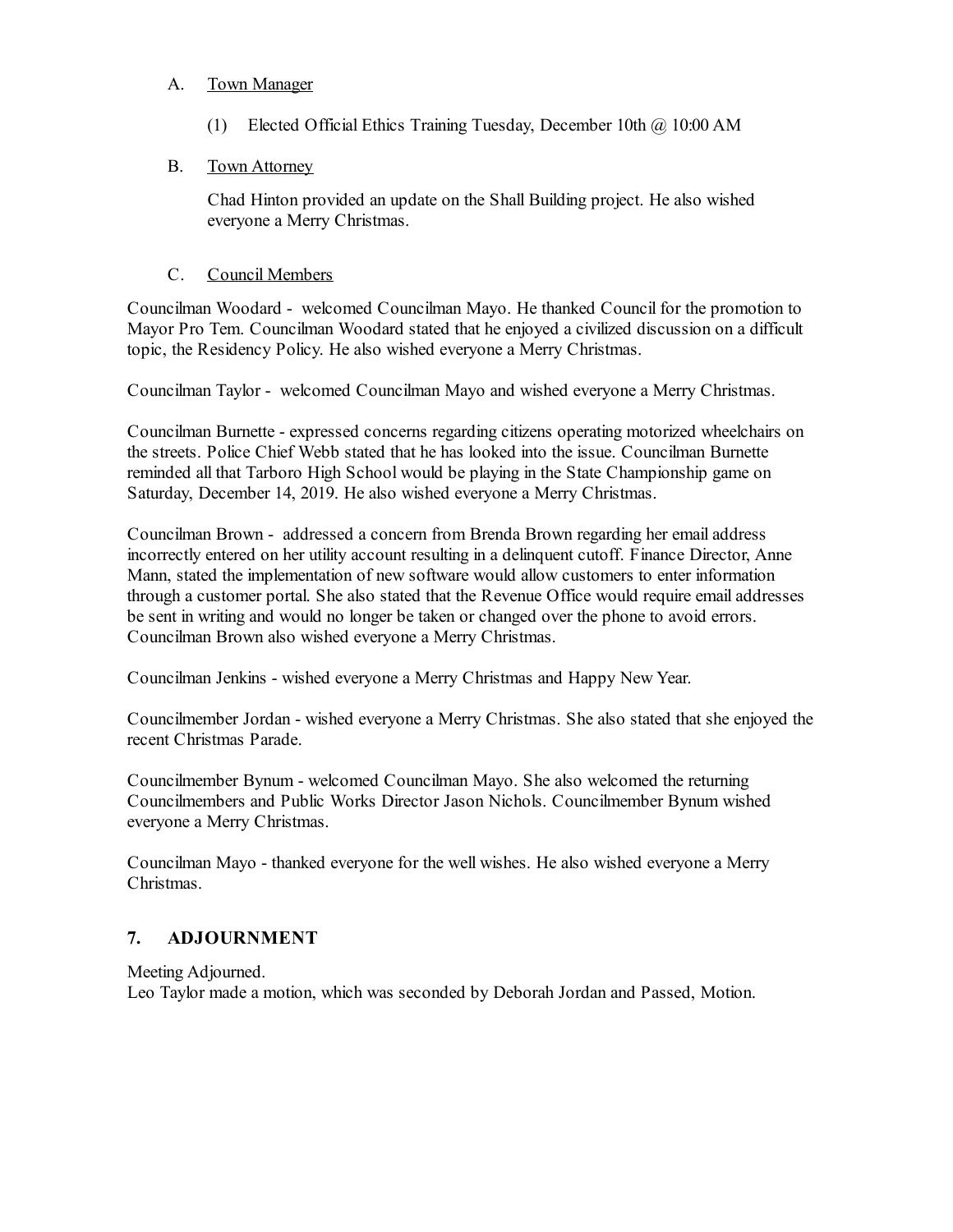A. Town Manager

(1) Elected Official Ethics Training Tuesday, December 10th @ 10:00 AM

B. Town Attorney

Chad Hinton provided an update on the Shall Building project. He also wished everyone a Merry Christmas.

C. Council Members

Councilman Woodard - welcomed Councilman Mayo. He thanked Council for the promotion to Mayor Pro Tem. Councilman Woodard stated that he enjoyed a civilized discussion on a difficult topic, the Residency Policy. He also wished everyone a Merry Christmas.

Councilman Taylor - welcomed Councilman Mayo and wished everyone a Merry Christmas.

Councilman Burnette - expressed concerns regarding citizens operating motorized wheelchairs on the streets. Police Chief Webb stated that he has looked into the issue. Councilman Burnette reminded all that Tarboro High School would be playing in the State Championship game on Saturday, December 14, 2019. He also wished everyone a Merry Christmas.

Councilman Brown - addressed a concern from Brenda Brown regarding her email address incorrectly entered on her utility account resulting in a delinquent cutoff. Finance Director, Anne Mann, stated the implementation of new software would allow customers to enter information through a customer portal. She also stated that the Revenue Office would require email addresses be sent in writing and would no longer be taken or changed over the phone to avoid errors. Councilman Brown also wished everyone a Merry Christmas.

Councilman Jenkins - wished everyone a Merry Christmas and Happy New Year.

Councilmember Jordan - wished everyone a Merry Christmas. She also stated that she enjoyed the recent Christmas Parade.

Councilmember Bynum - welcomed Councilman Mayo. She also welcomed the returning Councilmembers and Public Works Director Jason Nichols. Councilmember Bynum wished everyone a Merry Christmas.

Councilman Mayo - thanked everyone for the well wishes. He also wished everyone a Merry Christmas.

## 7. ADJOURNMENT

Meeting Adjourned.
Leo Taylor made a motion, which was seconded by Deborah Jordan and Passed, Motion.